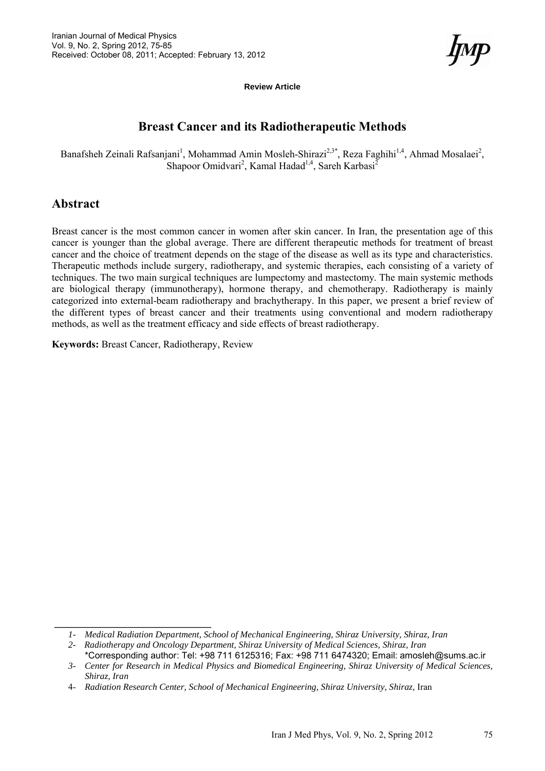Review Article

# Breast Cancer and its Radiotherapeutic Methods

Banafsheh Zeinali Rafsanjani[1], Mohammad Amin Mosleh-Shirazi[2,3*], Reza Faghihi[1,4], Ahmad Mosalaei[2], Shapoor Omidvari[2], Kamal Hadad[1,4], Sareh Karbasi[2]

## Abstract

Breast cancer is the most common cancer in women after skin cancer. In Iran, the presentation age of this cancer is younger than the global average. There are different therapeutic methods for treatment of breast cancer and the choice of treatment depends on the stage of the disease as well as its type and characteristics. Therapeutic methods include surgery, radiotherapy, and systemic therapies, each consisting of a variety of techniques. The two main surgical techniques are lumpectomy and mastectomy. The main systemic methods are biological therapy (immunotherapy), hormone therapy, and chemotherapy. Radiotherapy is mainly categorized into external-beam radiotherapy and brachytherapy. In this paper, we present a brief review of the different types of breast cancer and their treatments using conventional and modern radiotherapy methods, as well as the treatment efficacy and side effects of breast radiotherapy.

**Keywords:** Breast Cancer, Radiotherapy, Review

---

*1- Medical Radiation Department, School of Mechanical Engineering, Shiraz University, Shiraz, Iran*

*2- Radiotherapy and Oncology Department, Shiraz University of Medical Sciences, Shiraz, Iran*

\*Corresponding author: Tel: +98 711 6125316; Fax: +98 711 6474320; Email: amosleh@sums.ac.ir

*3- Center for Research in Medical Physics and Biomedical Engineering, Shiraz University of Medical Sciences, Shiraz, Iran*

*4- Radiation Research Center, School of Mechanical Engineering, Shiraz University, Shiraz, Iran*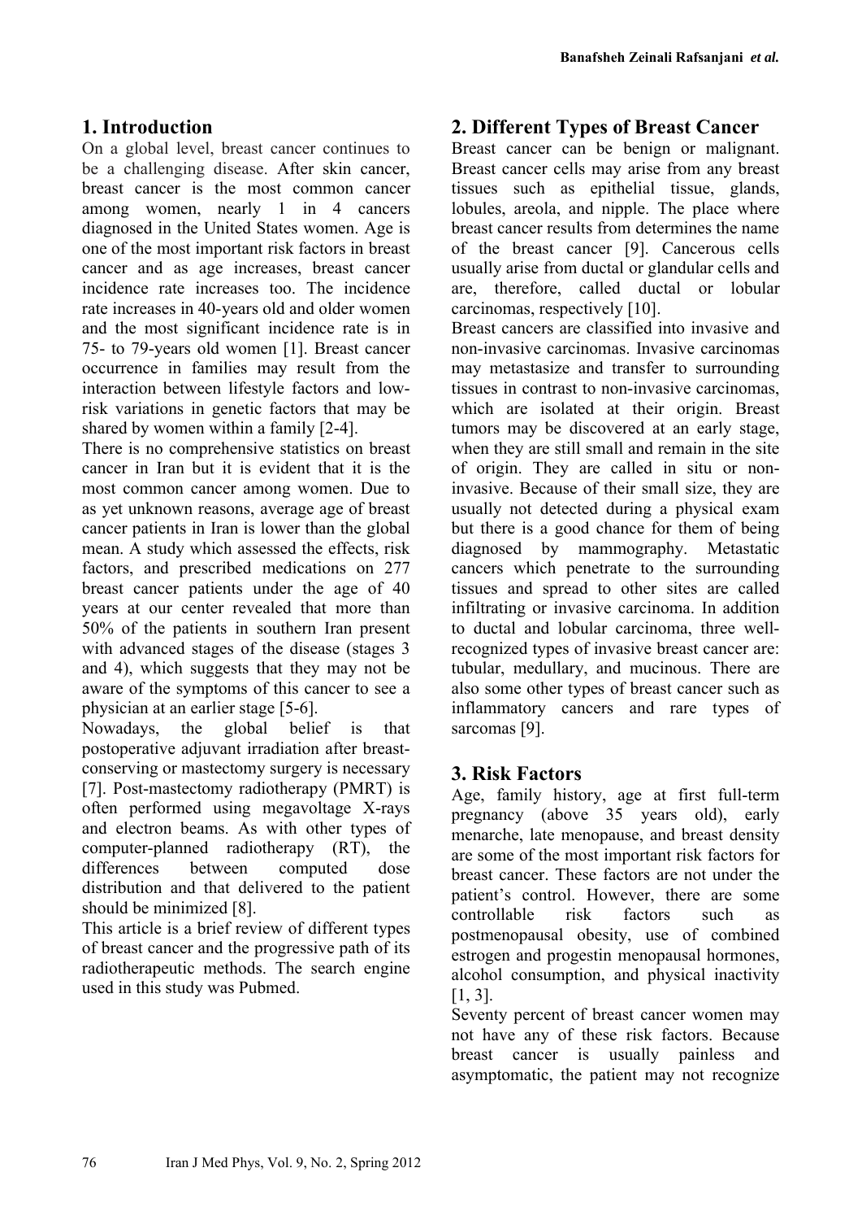## 1. Introduction

On a global level, breast cancer continues to be a challenging disease. After skin cancer, breast cancer is the most common cancer among women, nearly 1 in 4 cancers diagnosed in the United States women. Age is one of the most important risk factors in breast cancer and as age increases, breast cancer incidence rate increases too. The incidence rate increases in 40-years old and older women and the most significant incidence rate is in 75- to 79-years old women [1]. Breast cancer occurrence in families may result from the interaction between lifestyle factors and low-risk variations in genetic factors that may be shared by women within a family [2-4].

There is no comprehensive statistics on breast cancer in Iran but it is evident that it is the most common cancer among women. Due to as yet unknown reasons, average age of breast cancer patients in Iran is lower than the global mean. A study which assessed the effects, risk factors, and prescribed medications on 277 breast cancer patients under the age of 40 years at our center revealed that more than 50% of the patients in southern Iran present with advanced stages of the disease (stages 3 and 4), which suggests that they may not be aware of the symptoms of this cancer to see a physician at an earlier stage [5-6].

Nowadays, the global belief is that postoperative adjuvant irradiation after breast-conserving or mastectomy surgery is necessary [7]. Post-mastectomy radiotherapy (PMRT) is often performed using megavoltage X-rays and electron beams. As with other types of computer-planned radiotherapy (RT), the differences between computed dose distribution and that delivered to the patient should be minimized [8].

This article is a brief review of different types of breast cancer and the progressive path of its radiotherapeutic methods. The search engine used in this study was Pubmed.

## 2. Different Types of Breast Cancer

Breast cancer can be benign or malignant. Breast cancer cells may arise from any breast tissues such as epithelial tissue, glands, lobules, areola, and nipple. The place where breast cancer results from determines the name of the breast cancer [9]. Cancerous cells usually arise from ductal or glandular cells and are, therefore, called ductal or lobular carcinomas, respectively [10].

Breast cancers are classified into invasive and non-invasive carcinomas. Invasive carcinomas may metastasize and transfer to surrounding tissues in contrast to non-invasive carcinomas, which are isolated at their origin. Breast tumors may be discovered at an early stage, when they are still small and remain in the site of origin. They are called in situ or non-invasive. Because of their small size, they are usually not detected during a physical exam but there is a good chance for them of being diagnosed by mammography. Metastatic cancers which penetrate to the surrounding tissues and spread to other sites are called infiltrating or invasive carcinoma. In addition to ductal and lobular carcinoma, three well-recognized types of invasive breast cancer are: tubular, medullary, and mucinous. There are also some other types of breast cancer such as inflammatory cancers and rare types of sarcomas [9].

## 3. Risk Factors

Age, family history, age at first full-term pregnancy (above 35 years old), early menarche, late menopause, and breast density are some of the most important risk factors for breast cancer. These factors are not under the patient's control. However, there are some controllable risk factors such as postmenopausal obesity, use of combined estrogen and progestin menopausal hormones, alcohol consumption, and physical inactivity [1, 3].

Seventy percent of breast cancer women may not have any of these risk factors. Because breast cancer is usually painless and asymptomatic, the patient may not recognize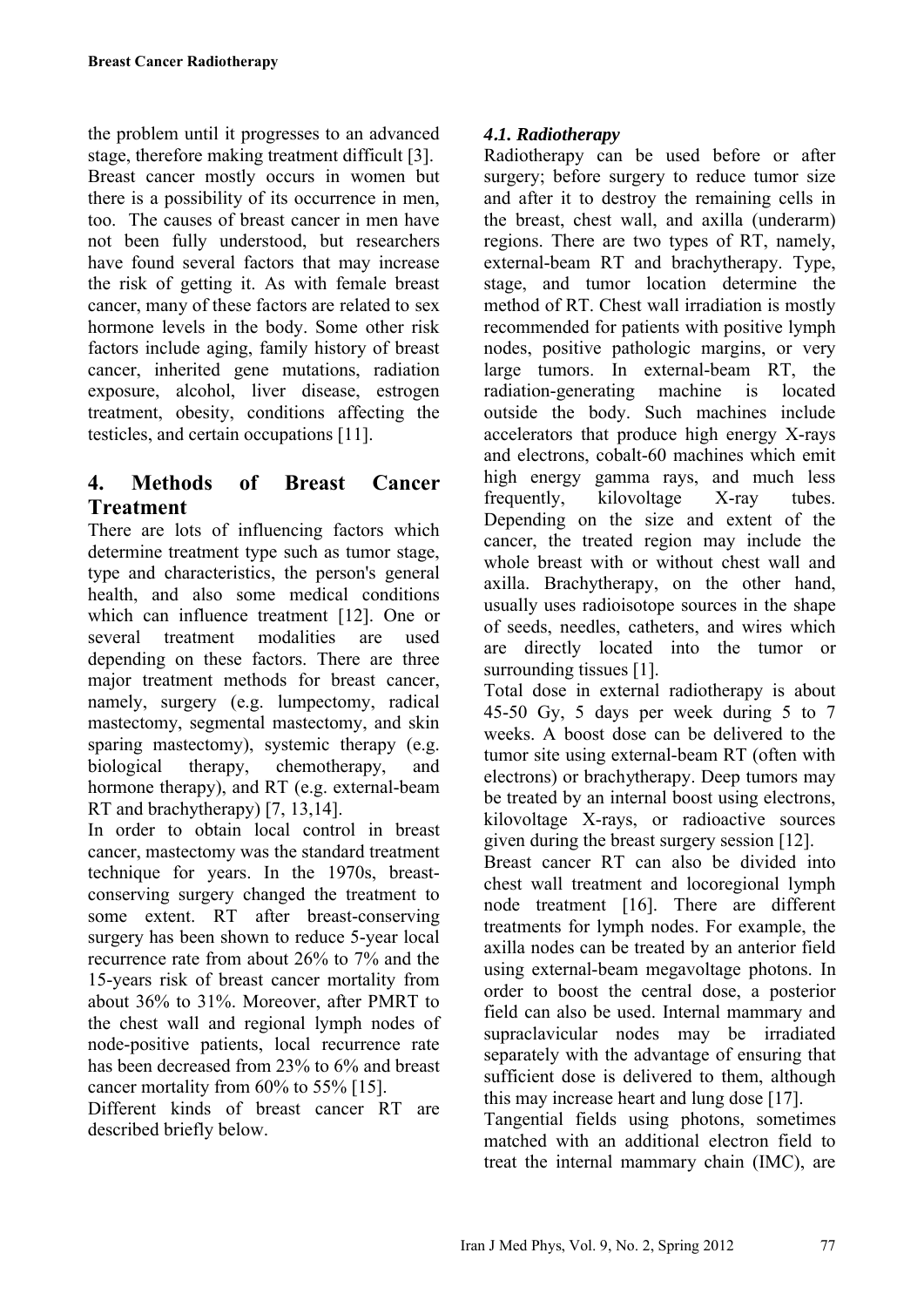the problem until it progresses to an advanced stage, therefore making treatment difficult [3].

Breast cancer mostly occurs in women but there is a possibility of its occurrence in men, too. The causes of breast cancer in men have not been fully understood, but researchers have found several factors that may increase the risk of getting it. As with female breast cancer, many of these factors are related to sex hormone levels in the body. Some other risk factors include aging, family history of breast cancer, inherited gene mutations, radiation exposure, alcohol, liver disease, estrogen treatment, obesity, conditions affecting the testicles, and certain occupations [11].

## 4. Methods of Breast Cancer Treatment

There are lots of influencing factors which determine treatment type such as tumor stage, type and characteristics, the person's general health, and also some medical conditions which can influence treatment [12]. One or several treatment modalities are used depending on these factors. There are three major treatment methods for breast cancer, namely, surgery (e.g. lumpectomy, radical mastectomy, segmental mastectomy, and skin sparing mastectomy), systemic therapy (e.g. biological therapy, chemotherapy, and hormone therapy), and RT (e.g. external-beam RT and brachytherapy) [7, 13,14].

In order to obtain local control in breast cancer, mastectomy was the standard treatment technique for years. In the 1970s, breast-conserving surgery changed the treatment to some extent. RT after breast-conserving surgery has been shown to reduce 5-year local recurrence rate from about 26% to 7% and the 15-years risk of breast cancer mortality from about 36% to 31%. Moreover, after PMRT to the chest wall and regional lymph nodes of node-positive patients, local recurrence rate has been decreased from 23% to 6% and breast cancer mortality from 60% to 55% [15].

Different kinds of breast cancer RT are described briefly below.

### *4.1. Radiotherapy*

Radiotherapy can be used before or after surgery; before surgery to reduce tumor size and after it to destroy the remaining cells in the breast, chest wall, and axilla (underarm) regions. There are two types of RT, namely, external-beam RT and brachytherapy. Type, stage, and tumor location determine the method of RT. Chest wall irradiation is mostly recommended for patients with positive lymph nodes, positive pathologic margins, or very large tumors. In external-beam RT, the radiation-generating machine is located outside the body. Such machines include accelerators that produce high energy X-rays and electrons, cobalt-60 machines which emit high energy gamma rays, and much less frequently, kilovoltage X-ray tubes. Depending on the size and extent of the cancer, the treated region may include the whole breast with or without chest wall and axilla. Brachytherapy, on the other hand, usually uses radioisotope sources in the shape of seeds, needles, catheters, and wires which are directly located into the tumor or surrounding tissues [1].

Total dose in external radiotherapy is about 45-50 Gy, 5 days per week during 5 to 7 weeks. A boost dose can be delivered to the tumor site using external-beam RT (often with electrons) or brachytherapy. Deep tumors may be treated by an internal boost using electrons, kilovoltage X-rays, or radioactive sources given during the breast surgery session [12].

Breast cancer RT can also be divided into chest wall treatment and locoregional lymph node treatment [16]. There are different treatments for lymph nodes. For example, the axilla nodes can be treated by an anterior field using external-beam megavoltage photons. In order to boost the central dose, a posterior field can also be used. Internal mammary and supraclavicular nodes may be irradiated separately with the advantage of ensuring that sufficient dose is delivered to them, although this may increase heart and lung dose [17].

Tangential fields using photons, sometimes matched with an additional electron field to treat the internal mammary chain (IMC), are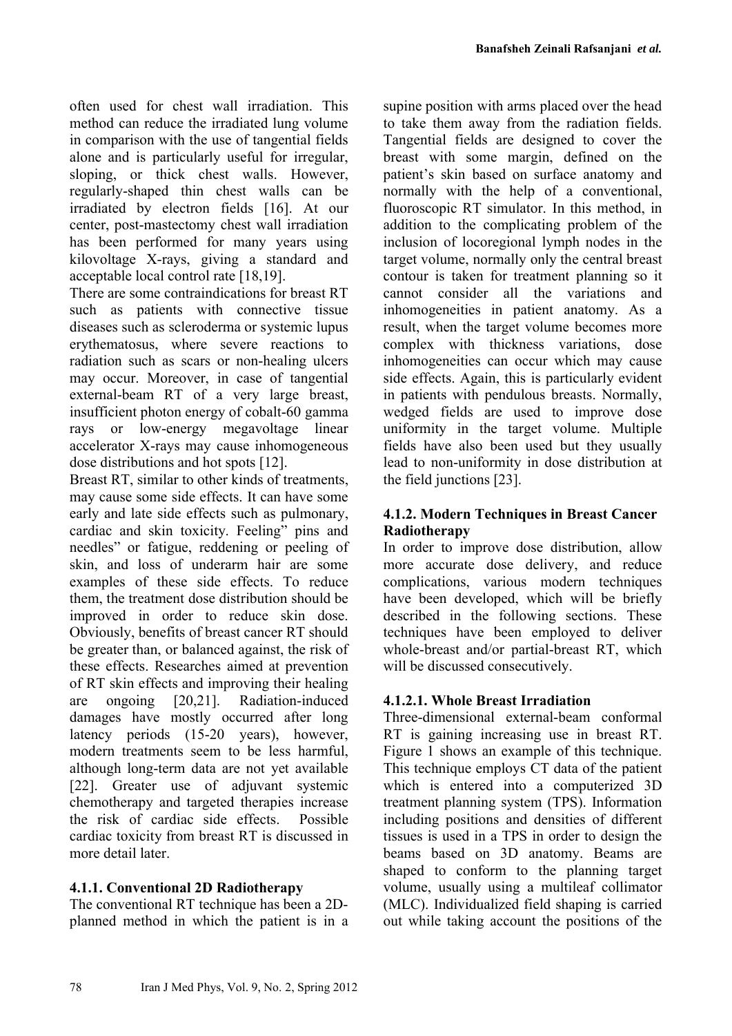often used for chest wall irradiation. This method can reduce the irradiated lung volume in comparison with the use of tangential fields alone and is particularly useful for irregular, sloping, or thick chest walls. However, regularly-shaped thin chest walls can be irradiated by electron fields [16]. At our center, post-mastectomy chest wall irradiation has been performed for many years using kilovoltage X-rays, giving a standard and acceptable local control rate [18,19].

There are some contraindications for breast RT such as patients with connective tissue diseases such as scleroderma or systemic lupus erythematosus, where severe reactions to radiation such as scars or non-healing ulcers may occur. Moreover, in case of tangential external-beam RT of a very large breast, insufficient photon energy of cobalt-60 gamma rays or low-energy megavoltage linear accelerator X-rays may cause inhomogeneous dose distributions and hot spots [12].

Breast RT, similar to other kinds of treatments, may cause some side effects. It can have some early and late side effects such as pulmonary, cardiac and skin toxicity. Feeling" pins and needles" or fatigue, reddening or peeling of skin, and loss of underarm hair are some examples of these side effects. To reduce them, the treatment dose distribution should be improved in order to reduce skin dose. Obviously, benefits of breast cancer RT should be greater than, or balanced against, the risk of these effects. Researches aimed at prevention of RT skin effects and improving their healing are ongoing [20,21]. Radiation-induced damages have mostly occurred after long latency periods (15-20 years), however, modern treatments seem to be less harmful, although long-term data are not yet available [22]. Greater use of adjuvant systemic chemotherapy and targeted therapies increase the risk of cardiac side effects. Possible cardiac toxicity from breast RT is discussed in more detail later.

#### 4.1.1. Conventional 2D Radiotherapy

The conventional RT technique has been a 2D-planned method in which the patient is in a supine position with arms placed over the head to take them away from the radiation fields. Tangential fields are designed to cover the breast with some margin, defined on the patient's skin based on surface anatomy and normally with the help of a conventional, fluoroscopic RT simulator. In this method, in addition to the complicating problem of the inclusion of locoregional lymph nodes in the target volume, normally only the central breast contour is taken for treatment planning so it cannot consider all the variations and inhomogeneities in patient anatomy. As a result, when the target volume becomes more complex with thickness variations, dose inhomogeneities can occur which may cause side effects. Again, this is particularly evident in patients with pendulous breasts. Normally, wedged fields are used to improve dose uniformity in the target volume. Multiple fields have also been used but they usually lead to non-uniformity in dose distribution at the field junctions [23].

#### 4.1.2. Modern Techniques in Breast Cancer Radiotherapy

In order to improve dose distribution, allow more accurate dose delivery, and reduce complications, various modern techniques have been developed, which will be briefly described in the following sections. These techniques have been employed to deliver whole-breast and/or partial-breast RT, which will be discussed consecutively.

##### 4.1.2.1. Whole Breast Irradiation

Three-dimensional external-beam conformal RT is gaining increasing use in breast RT. Figure 1 shows an example of this technique. This technique employs CT data of the patient which is entered into a computerized 3D treatment planning system (TPS). Information including positions and densities of different tissues is used in a TPS in order to design the beams based on 3D anatomy. Beams are shaped to conform to the planning target volume, usually using a multileaf collimator (MLC). Individualized field shaping is carried out while taking account the positions of the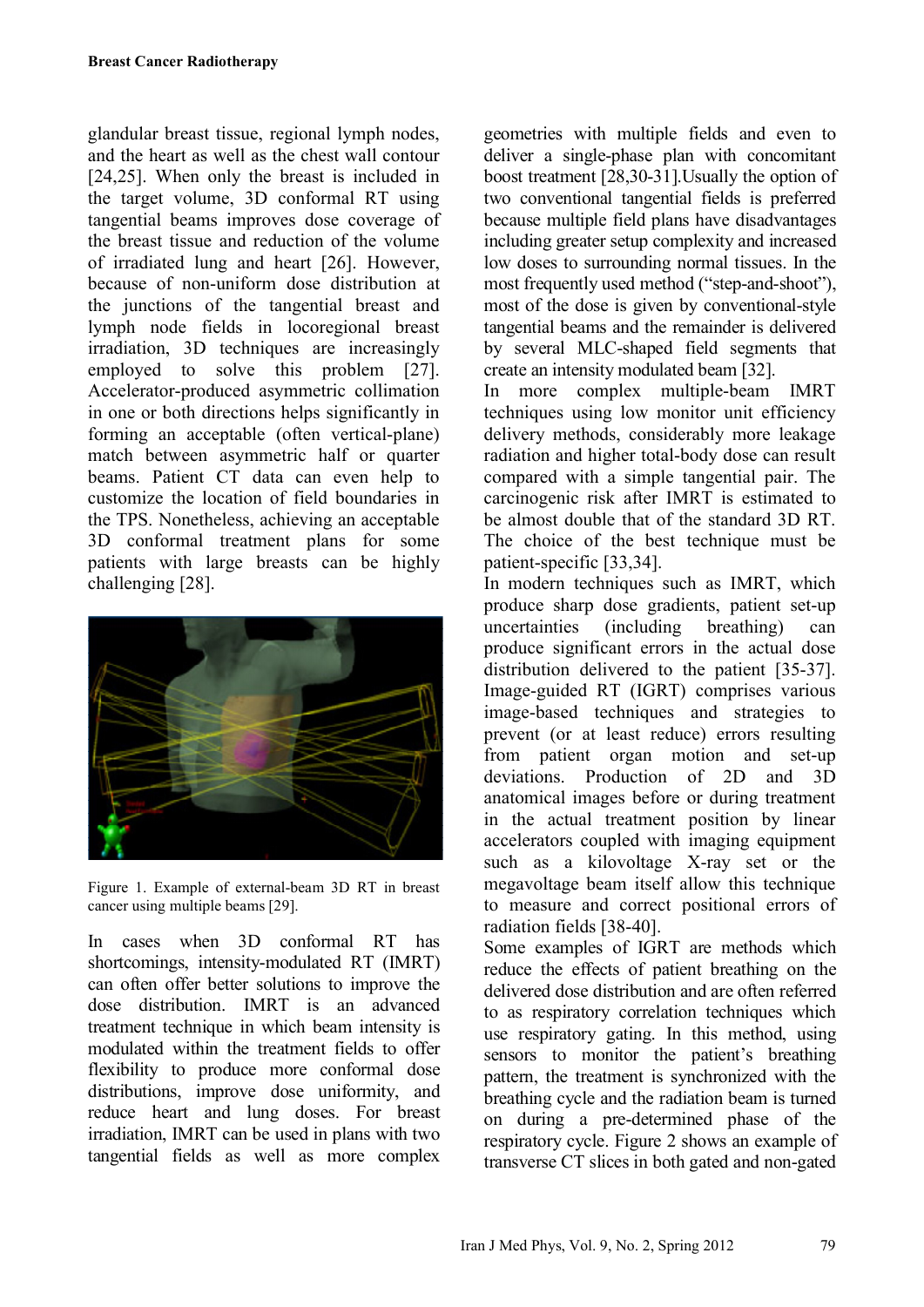glandular breast tissue, regional lymph nodes, and the heart as well as the chest wall contour [24,25]. When only the breast is included in the target volume, 3D conformal RT using tangential beams improves dose coverage of the breast tissue and reduction of the volume of irradiated lung and heart [26]. However, because of non-uniform dose distribution at the junctions of the tangential breast and lymph node fields in locoregional breast irradiation, 3D techniques are increasingly employed to solve this problem [27]. Accelerator-produced asymmetric collimation in one or both directions helps significantly in forming an acceptable (often vertical-plane) match between asymmetric half or quarter beams. Patient CT data can even help to customize the location of field boundaries in the TPS. Nonetheless, achieving an acceptable 3D conformal treatment plans for some patients with large breasts can be highly challenging [28].

Figure 1. Example of external-beam 3D RT in breast cancer using multiple beams [29].

In cases when 3D conformal RT has shortcomings, intensity-modulated RT (IMRT) can often offer better solutions to improve the dose distribution. IMRT is an advanced treatment technique in which beam intensity is modulated within the treatment fields to offer flexibility to produce more conformal dose distributions, improve dose uniformity, and reduce heart and lung doses. For breast irradiation, IMRT can be used in plans with two tangential fields as well as more complex geometries with multiple fields and even to deliver a single-phase plan with concomitant boost treatment [28,30-31].Usually the option of two conventional tangential fields is preferred because multiple field plans have disadvantages including greater setup complexity and increased low doses to surrounding normal tissues. In the most frequently used method ("step-and-shoot"), most of the dose is given by conventional-style tangential beams and the remainder is delivered by several MLC-shaped field segments that create an intensity modulated beam [32].

In more complex multiple-beam IMRT techniques using low monitor unit efficiency delivery methods, considerably more leakage radiation and higher total-body dose can result compared with a simple tangential pair. The carcinogenic risk after IMRT is estimated to be almost double that of the standard 3D RT. The choice of the best technique must be patient-specific [33,34].

In modern techniques such as IMRT, which produce sharp dose gradients, patient set-up uncertainties (including breathing) can produce significant errors in the actual dose distribution delivered to the patient [35-37]. Image-guided RT (IGRT) comprises various image-based techniques and strategies to prevent (or at least reduce) errors resulting from patient organ motion and set-up deviations. Production of 2D and 3D anatomical images before or during treatment in the actual treatment position by linear accelerators coupled with imaging equipment such as a kilovoltage X-ray set or the megavoltage beam itself allow this technique to measure and correct positional errors of radiation fields [38-40].

Some examples of IGRT are methods which reduce the effects of patient breathing on the delivered dose distribution and are often referred to as respiratory correlation techniques which use respiratory gating. In this method, using sensors to monitor the patient's breathing pattern, the treatment is synchronized with the breathing cycle and the radiation beam is turned on during a pre-determined phase of the respiratory cycle. Figure 2 shows an example of transverse CT slices in both gated and non-gated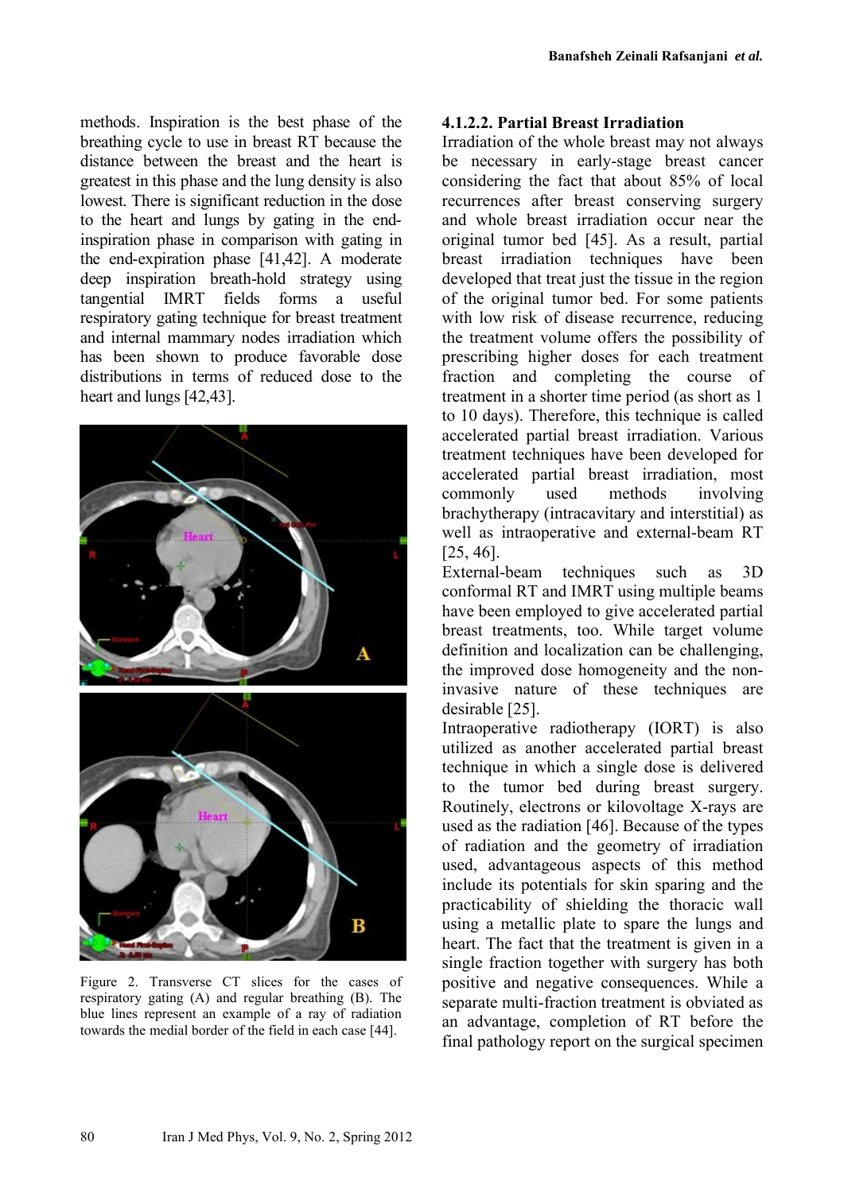methods. Inspiration is the best phase of the breathing cycle to use in breast RT because the distance between the breast and the heart is greatest in this phase and the lung density is also lowest. There is significant reduction in the dose to the heart and lungs by gating in the end-inspiration phase in comparison with gating in the end-expiration phase [41,42]. A moderate deep inspiration breath-hold strategy using tangential IMRT fields forms a useful respiratory gating technique for breast treatment and internal mammary nodes irradiation which has been shown to produce favorable dose distributions in terms of reduced dose to the heart and lungs [42,43].

Figure 2. Transverse CT slices for the cases of respiratory gating (A) and regular breathing (B). The blue lines represent an example of a ray of radiation towards the medial border of the field in each case [44].

#### 4.1.2.2. Partial Breast Irradiation

Irradiation of the whole breast may not always be necessary in early-stage breast cancer considering the fact that about 85% of local recurrences after breast conserving surgery and whole breast irradiation occur near the original tumor bed [45]. As a result, partial breast irradiation techniques have been developed that treat just the tissue in the region of the original tumor bed. For some patients with low risk of disease recurrence, reducing the treatment volume offers the possibility of prescribing higher doses for each treatment fraction and completing the course of treatment in a shorter time period (as short as 1 to 10 days). Therefore, this technique is called accelerated partial breast irradiation. Various treatment techniques have been developed for accelerated partial breast irradiation, most commonly used methods involving brachytherapy (intracavitary and interstitial) as well as intraoperative and external-beam RT [25, 46].

External-beam techniques such as 3D conformal RT and IMRT using multiple beams have been employed to give accelerated partial breast treatments, too. While target volume definition and localization can be challenging, the improved dose homogeneity and the non-invasive nature of these techniques are desirable [25].

Intraoperative radiotherapy (IORT) is also utilized as another accelerated partial breast technique in which a single dose is delivered to the tumor bed during breast surgery. Routinely, electrons or kilovoltage X-rays are used as the radiation [46]. Because of the types of radiation and the geometry of irradiation used, advantageous aspects of this method include its potentials for skin sparing and the practicability of shielding the thoracic wall using a metallic plate to spare the lungs and heart. The fact that the treatment is given in a single fraction together with surgery has both positive and negative consequences. While a separate multi-fraction treatment is obviated as an advantage, completion of RT before the final pathology report on the surgical specimen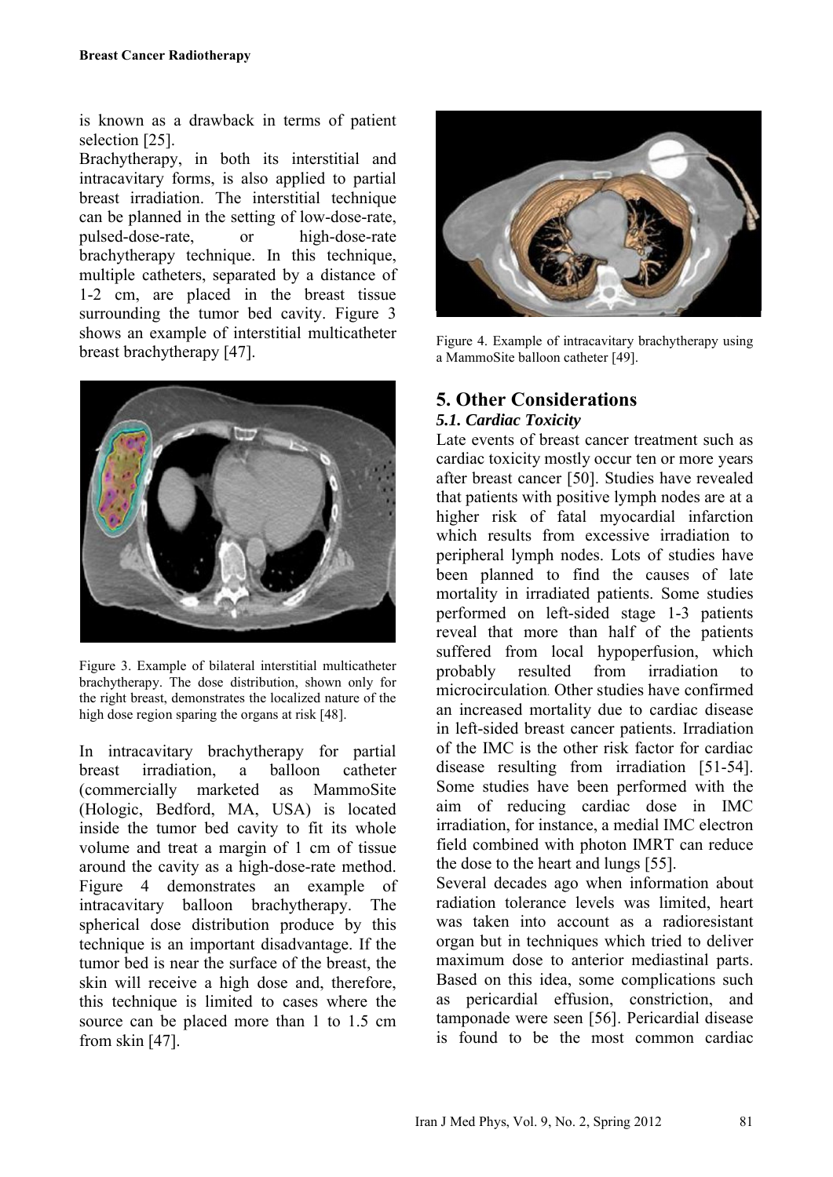is known as a drawback in terms of patient selection [25].

Brachytherapy, in both its interstitial and intracavitary forms, is also applied to partial breast irradiation. The interstitial technique can be planned in the setting of low-dose-rate, pulsed-dose-rate, or high-dose-rate brachytherapy technique. In this technique, multiple catheters, separated by a distance of 1-2 cm, are placed in the breast tissue surrounding the tumor bed cavity. Figure 3 shows an example of interstitial multicatheter breast brachytherapy [47].

Figure 3. Example of bilateral interstitial multicatheter brachytherapy. The dose distribution, shown only for the right breast, demonstrates the localized nature of the high dose region sparing the organs at risk [48].

In intracavitary brachytherapy for partial breast irradiation, a balloon catheter (commercially marketed as MammoSite (Hologic, Bedford, MA, USA) is located inside the tumor bed cavity to fit its whole volume and treat a margin of 1 cm of tissue around the cavity as a high-dose-rate method. Figure 4 demonstrates an example of intracavitary balloon brachytherapy. The spherical dose distribution produce by this technique is an important disadvantage. If the tumor bed is near the surface of the breast, the skin will receive a high dose and, therefore, this technique is limited to cases where the source can be placed more than 1 to 1.5 cm from skin [47].

Figure 4. Example of intracavitary brachytherapy using a MammoSite balloon catheter [49].

# 5. Other Considerations

## *5.1. Cardiac Toxicity*

Late events of breast cancer treatment such as cardiac toxicity mostly occur ten or more years after breast cancer [50]. Studies have revealed that patients with positive lymph nodes are at a higher risk of fatal myocardial infarction which results from excessive irradiation to peripheral lymph nodes. Lots of studies have been planned to find the causes of late mortality in irradiated patients. Some studies performed on left-sided stage 1-3 patients reveal that more than half of the patients suffered from local hypoperfusion, which probably resulted from irradiation to microcirculation. Other studies have confirmed an increased mortality due to cardiac disease in left-sided breast cancer patients. Irradiation of the IMC is the other risk factor for cardiac disease resulting from irradiation [51-54]. Some studies have been performed with the aim of reducing cardiac dose in IMC irradiation, for instance, a medial IMC electron field combined with photon IMRT can reduce the dose to the heart and lungs [55].

Several decades ago when information about radiation tolerance levels was limited, heart was taken into account as a radioresistant organ but in techniques which tried to deliver maximum dose to anterior mediastinal parts. Based on this idea, some complications such as pericardial effusion, constriction, and tamponade were seen [56]. Pericardial disease is found to be the most common cardiac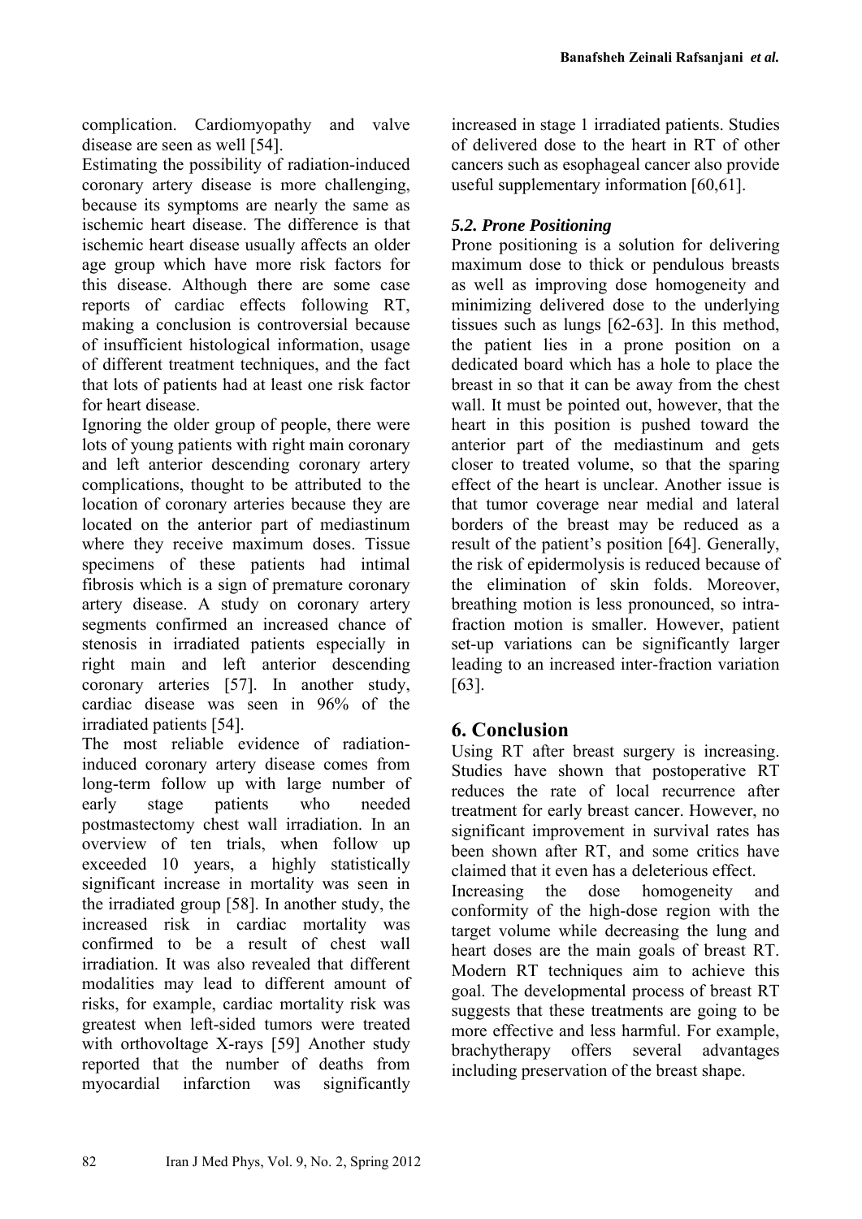complication. Cardiomyopathy and valve disease are seen as well [54].

Estimating the possibility of radiation-induced coronary artery disease is more challenging, because its symptoms are nearly the same as ischemic heart disease. The difference is that ischemic heart disease usually affects an older age group which have more risk factors for this disease. Although there are some case reports of cardiac effects following RT, making a conclusion is controversial because of insufficient histological information, usage of different treatment techniques, and the fact that lots of patients had at least one risk factor for heart disease.

Ignoring the older group of people, there were lots of young patients with right main coronary and left anterior descending coronary artery complications, thought to be attributed to the location of coronary arteries because they are located on the anterior part of mediastinum where they receive maximum doses. Tissue specimens of these patients had intimal fibrosis which is a sign of premature coronary artery disease. A study on coronary artery segments confirmed an increased chance of stenosis in irradiated patients especially in right main and left anterior descending coronary arteries [57]. In another study, cardiac disease was seen in 96% of the irradiated patients [54].

The most reliable evidence of radiation-induced coronary artery disease comes from long-term follow up with large number of early stage patients who needed postmastectomy chest wall irradiation. In an overview of ten trials, when follow up exceeded 10 years, a highly statistically significant increase in mortality was seen in the irradiated group [58]. In another study, the increased risk in cardiac mortality was confirmed to be a result of chest wall irradiation. It was also revealed that different modalities may lead to different amount of risks, for example, cardiac mortality risk was greatest when left-sided tumors were treated with orthovoltage X-rays [59] Another study reported that the number of deaths from myocardial infarction was significantly increased in stage 1 irradiated patients. Studies of delivered dose to the heart in RT of other cancers such as esophageal cancer also provide useful supplementary information [60,61].

### *5.2. Prone Positioning*

Prone positioning is a solution for delivering maximum dose to thick or pendulous breasts as well as improving dose homogeneity and minimizing delivered dose to the underlying tissues such as lungs [62-63]. In this method, the patient lies in a prone position on a dedicated board which has a hole to place the breast in so that it can be away from the chest wall. It must be pointed out, however, that the heart in this position is pushed toward the anterior part of the mediastinum and gets closer to treated volume, so that the sparing effect of the heart is unclear. Another issue is that tumor coverage near medial and lateral borders of the breast may be reduced as a result of the patient's position [64]. Generally, the risk of epidermolysis is reduced because of the elimination of skin folds. Moreover, breathing motion is less pronounced, so intra-fraction motion is smaller. However, patient set-up variations can be significantly larger leading to an increased inter-fraction variation [63].

## 6. Conclusion

Using RT after breast surgery is increasing. Studies have shown that postoperative RT reduces the rate of local recurrence after treatment for early breast cancer. However, no significant improvement in survival rates has been shown after RT, and some critics have claimed that it even has a deleterious effect.

Increasing the dose homogeneity and conformity of the high-dose region with the target volume while decreasing the lung and heart doses are the main goals of breast RT. Modern RT techniques aim to achieve this goal. The developmental process of breast RT suggests that these treatments are going to be more effective and less harmful. For example, brachytherapy offers several advantages including preservation of the breast shape.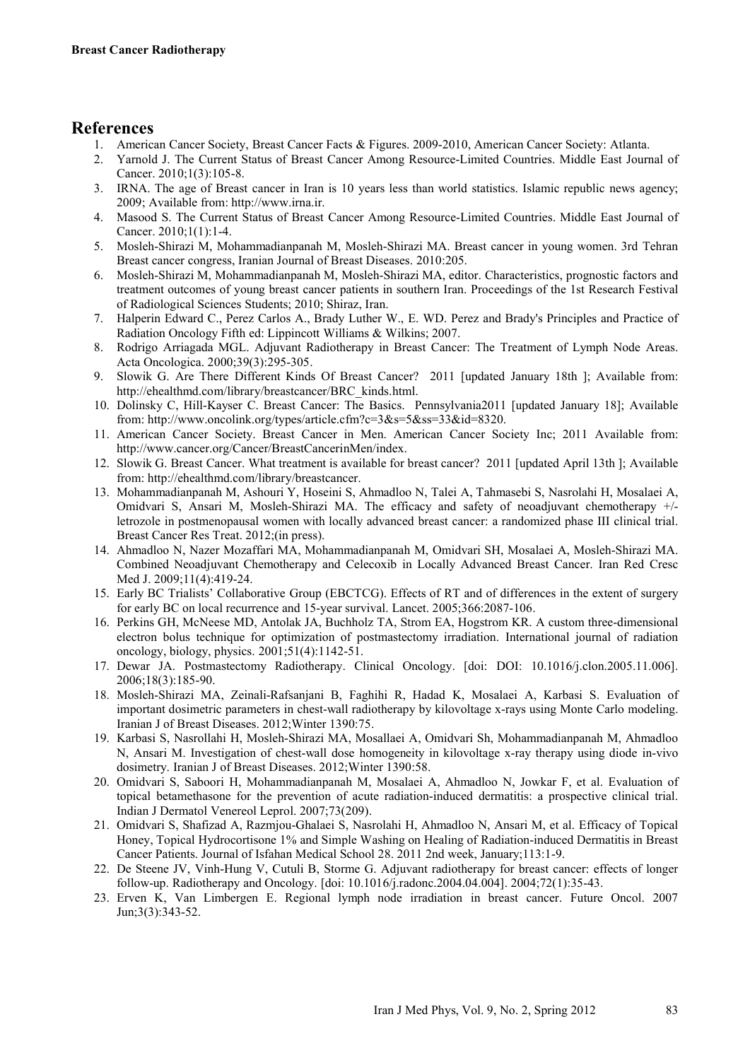## References

1. American Cancer Society, Breast Cancer Facts & Figures. 2009-2010, American Cancer Society: Atlanta.
2. Yarnold J. The Current Status of Breast Cancer Among Resource-Limited Countries. Middle East Journal of Cancer. 2010;1(3):105-8.
3. IRNA. The age of Breast cancer in Iran is 10 years less than world statistics. Islamic republic news agency; 2009; Available from: http://www.irna.ir.
4. Masood S. The Current Status of Breast Cancer Among Resource-Limited Countries. Middle East Journal of Cancer. 2010;1(1):1-4.
5. Mosleh-Shirazi M, Mohammadianpanah M, Mosleh-Shirazi MA. Breast cancer in young women. 3rd Tehran Breast cancer congress, Iranian Journal of Breast Diseases. 2010:205.
6. Mosleh-Shirazi M, Mohammadianpanah M, Mosleh-Shirazi MA, editor. Characteristics, prognostic factors and treatment outcomes of young breast cancer patients in southern Iran. Proceedings of the 1st Research Festival of Radiological Sciences Students; 2010; Shiraz, Iran.
7. Halperin Edward C., Perez Carlos A., Brady Luther W., E. WD. Perez and Brady's Principles and Practice of Radiation Oncology Fifth ed: Lippincott Williams & Wilkins; 2007.
8. Rodrigo Arriagada MGL. Adjuvant Radiotherapy in Breast Cancer: The Treatment of Lymph Node Areas. Acta Oncologica. 2000;39(3):295-305.
9. Slowik G. Are There Different Kinds Of Breast Cancer? 2011 [updated January 18th ]; Available from: http://ehealthmd.com/library/breastcancer/BRC_kinds.html.
10. Dolinsky C, Hill-Kayser C. Breast Cancer: The Basics. Pennsylvania2011 [updated January 18]; Available from: http://www.oncolink.org/types/article.cfm?c=3&s=5&ss=33&id=8320.
11. American Cancer Society. Breast Cancer in Men. American Cancer Society Inc; 2011 Available from: http://www.cancer.org/Cancer/BreastCancerinMen/index.
12. Slowik G. Breast Cancer. What treatment is available for breast cancer? 2011 [updated April 13th ]; Available from: http://ehealthmd.com/library/breastcancer.
13. Mohammadianpanah M, Ashouri Y, Hoseini S, Ahmadloo N, Talei A, Tahmasebi S, Nasrolahi H, Mosalaei A, Omidvari S, Ansari M, Mosleh-Shirazi MA. The efficacy and safety of neoadjuvant chemotherapy +/- letrozole in postmenopausal women with locally advanced breast cancer: a randomized phase III clinical trial. Breast Cancer Res Treat. 2012;(in press).
14. Ahmadloo N, Nazer Mozaffari MA, Mohammadianpanah M, Omidvari SH, Mosalaei A, Mosleh-Shirazi MA. Combined Neoadjuvant Chemotherapy and Celecoxib in Locally Advanced Breast Cancer. Iran Red Cresc Med J. 2009;11(4):419-24.
15. Early BC Trialists' Collaborative Group (EBCTCG). Effects of RT and of differences in the extent of surgery for early BC on local recurrence and 15-year survival. Lancet. 2005;366:2087-106.
16. Perkins GH, McNeese MD, Antolak JA, Buchholz TA, Strom EA, Hogstrom KR. A custom three-dimensional electron bolus technique for optimization of postmastectomy irradiation. International journal of radiation oncology, biology, physics. 2001;51(4):1142-51.
17. Dewar JA. Postmastectomy Radiotherapy. Clinical Oncology. [doi: DOI: 10.1016/j.clon.2005.11.006]. 2006;18(3):185-90.
18. Mosleh-Shirazi MA, Zeinali-Rafsanjani B, Faghihi R, Hadad K, Mosalaei A, Karbasi S. Evaluation of important dosimetric parameters in chest-wall radiotherapy by kilovoltage x-rays using Monte Carlo modeling. Iranian J of Breast Diseases. 2012;Winter 1390:75.
19. Karbasi S, Nasrollahi H, Mosleh-Shirazi MA, Mosallaei A, Omidvari Sh, Mohammadianpanah M, Ahmadloo N, Ansari M. Investigation of chest-wall dose homogeneity in kilovoltage x-ray therapy using diode in-vivo dosimetry. Iranian J of Breast Diseases. 2012;Winter 1390:58.
20. Omidvari S, Saboori H, Mohammadianpanah M, Mosalaei A, Ahmadloo N, Jowkar F, et al. Evaluation of topical betamethasone for the prevention of acute radiation-induced dermatitis: a prospective clinical trial. Indian J Dermatol Venereol Leprol. 2007;73(209).
21. Omidvari S, Shafizad A, Razmjou-Ghalaei S, Nasrolahi H, Ahmadloo N, Ansari M, et al. Efficacy of Topical Honey, Topical Hydrocortisone 1% and Simple Washing on Healing of Radiation-induced Dermatitis in Breast Cancer Patients. Journal of Isfahan Medical School 28. 2011 2nd week, January;113:1-9.
22. De Steene JV, Vinh-Hung V, Cutuli B, Storme G. Adjuvant radiotherapy for breast cancer: effects of longer follow-up. Radiotherapy and Oncology. [doi: 10.1016/j.radonc.2004.04.004]. 2004;72(1):35-43.
23. Erven K, Van Limbergen E. Regional lymph node irradiation in breast cancer. Future Oncol. 2007 Jun;3(3):343-52.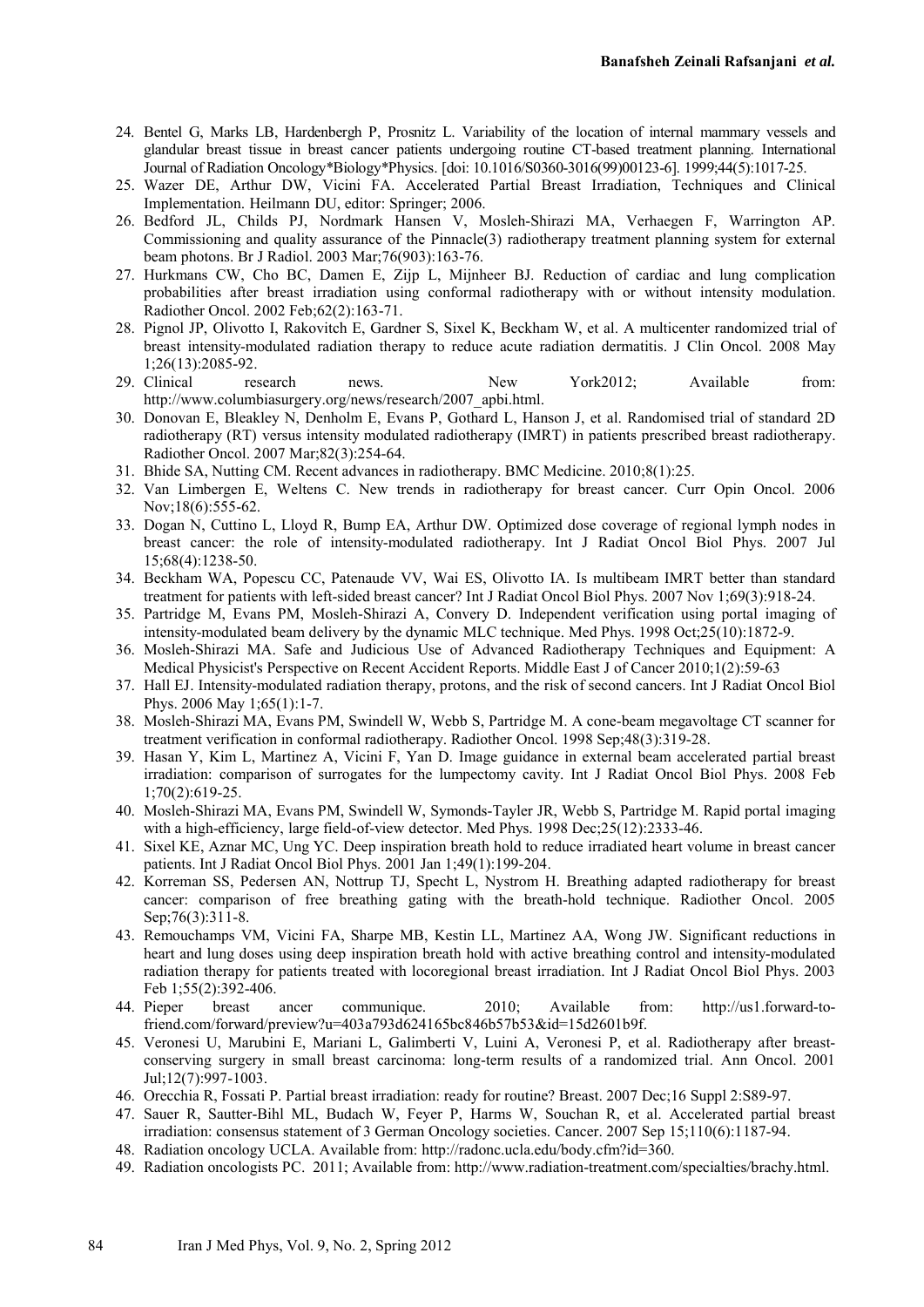24. Bentel G, Marks LB, Hardenbergh P, Prosnitz L. Variability of the location of internal mammary vessels and glandular breast tissue in breast cancer patients undergoing routine CT-based treatment planning. International Journal of Radiation Oncology*Biology*Physics. [doi: 10.1016/S0360-3016(99)00123-6]. 1999;44(5):1017-25.
25. Wazer DE, Arthur DW, Vicini FA. Accelerated Partial Breast Irradiation, Techniques and Clinical Implementation. Heilmann DU, editor: Springer; 2006.
26. Bedford JL, Childs PJ, Nordmark Hansen V, Mosleh-Shirazi MA, Verhaegen F, Warrington AP. Commissioning and quality assurance of the Pinnacle(3) radiotherapy treatment planning system for external beam photons. Br J Radiol. 2003 Mar;76(903):163-76.
27. Hurkmans CW, Cho BC, Damen E, Zijp L, Mijnheer BJ. Reduction of cardiac and lung complication probabilities after breast irradiation using conformal radiotherapy with or without intensity modulation. Radiother Oncol. 2002 Feb;62(2):163-71.
28. Pignol JP, Olivotto I, Rakovitch E, Gardner S, Sixel K, Beckham W, et al. A multicenter randomized trial of breast intensity-modulated radiation therapy to reduce acute radiation dermatitis. J Clin Oncol. 2008 May 1;26(13):2085-92.
29. Clinical research news. New York2012; Available from: http://www.columbiasurgery.org/news/research/2007_apbi.html.
30. Donovan E, Bleakley N, Denholm E, Evans P, Gothard L, Hanson J, et al. Randomised trial of standard 2D radiotherapy (RT) versus intensity modulated radiotherapy (IMRT) in patients prescribed breast radiotherapy. Radiother Oncol. 2007 Mar;82(3):254-64.
31. Bhide SA, Nutting CM. Recent advances in radiotherapy. BMC Medicine. 2010;8(1):25.
32. Van Limbergen E, Weltens C. New trends in radiotherapy for breast cancer. Curr Opin Oncol. 2006 Nov;18(6):555-62.
33. Dogan N, Cuttino L, Lloyd R, Bump EA, Arthur DW. Optimized dose coverage of regional lymph nodes in breast cancer: the role of intensity-modulated radiotherapy. Int J Radiat Oncol Biol Phys. 2007 Jul 15;68(4):1238-50.
34. Beckham WA, Popescu CC, Patenaude VV, Wai ES, Olivotto IA. Is multibeam IMRT better than standard treatment for patients with left-sided breast cancer? Int J Radiat Oncol Biol Phys. 2007 Nov 1;69(3):918-24.
35. Partridge M, Evans PM, Mosleh-Shirazi A, Convery D. Independent verification using portal imaging of intensity-modulated beam delivery by the dynamic MLC technique. Med Phys. 1998 Oct;25(10):1872-9.
36. Mosleh-Shirazi MA. Safe and Judicious Use of Advanced Radiotherapy Techniques and Equipment: A Medical Physicist's Perspective on Recent Accident Reports. Middle East J of Cancer 2010;1(2):59-63
37. Hall EJ. Intensity-modulated radiation therapy, protons, and the risk of second cancers. Int J Radiat Oncol Biol Phys. 2006 May 1;65(1):1-7.
38. Mosleh-Shirazi MA, Evans PM, Swindell W, Webb S, Partridge M. A cone-beam megavoltage CT scanner for treatment verification in conformal radiotherapy. Radiother Oncol. 1998 Sep;48(3):319-28.
39. Hasan Y, Kim L, Martinez A, Vicini F, Yan D. Image guidance in external beam accelerated partial breast irradiation: comparison of surrogates for the lumpectomy cavity. Int J Radiat Oncol Biol Phys. 2008 Feb 1;70(2):619-25.
40. Mosleh-Shirazi MA, Evans PM, Swindell W, Symonds-Tayler JR, Webb S, Partridge M. Rapid portal imaging with a high-efficiency, large field-of-view detector. Med Phys. 1998 Dec;25(12):2333-46.
41. Sixel KE, Aznar MC, Ung YC. Deep inspiration breath hold to reduce irradiated heart volume in breast cancer patients. Int J Radiat Oncol Biol Phys. 2001 Jan 1;49(1):199-204.
42. Korreman SS, Pedersen AN, Nottrup TJ, Specht L, Nystrom H. Breathing adapted radiotherapy for breast cancer: comparison of free breathing gating with the breath-hold technique. Radiother Oncol. 2005 Sep;76(3):311-8.
43. Remouchamps VM, Vicini FA, Sharpe MB, Kestin LL, Martinez AA, Wong JW. Significant reductions in heart and lung doses using deep inspiration breath hold with active breathing control and intensity-modulated radiation therapy for patients treated with locoregional breast irradiation. Int J Radiat Oncol Biol Phys. 2003 Feb 1;55(2):392-406.
44. Pieper breast ancer communique. 2010; Available from: http://us1.forward-to-friend.com/forward/preview?u=403a793d624165bc846b57b53&id=15d2601b9f.
45. Veronesi U, Marubini E, Mariani L, Galimberti V, Luini A, Veronesi P, et al. Radiotherapy after breast-conserving surgery in small breast carcinoma: long-term results of a randomized trial. Ann Oncol. 2001 Jul;12(7):997-1003.
46. Orecchia R, Fossati P. Partial breast irradiation: ready for routine? Breast. 2007 Dec;16 Suppl 2:S89-97.
47. Sauer R, Sautter-Bihl ML, Budach W, Feyer P, Harms W, Souchan R, et al. Accelerated partial breast irradiation: consensus statement of 3 German Oncology societies. Cancer. 2007 Sep 15;110(6):1187-94.
48. Radiation oncology UCLA. Available from: http://radonc.ucla.edu/body.cfm?id=360.
49. Radiation oncologists PC. 2011; Available from: http://www.radiation-treatment.com/specialties/brachy.html.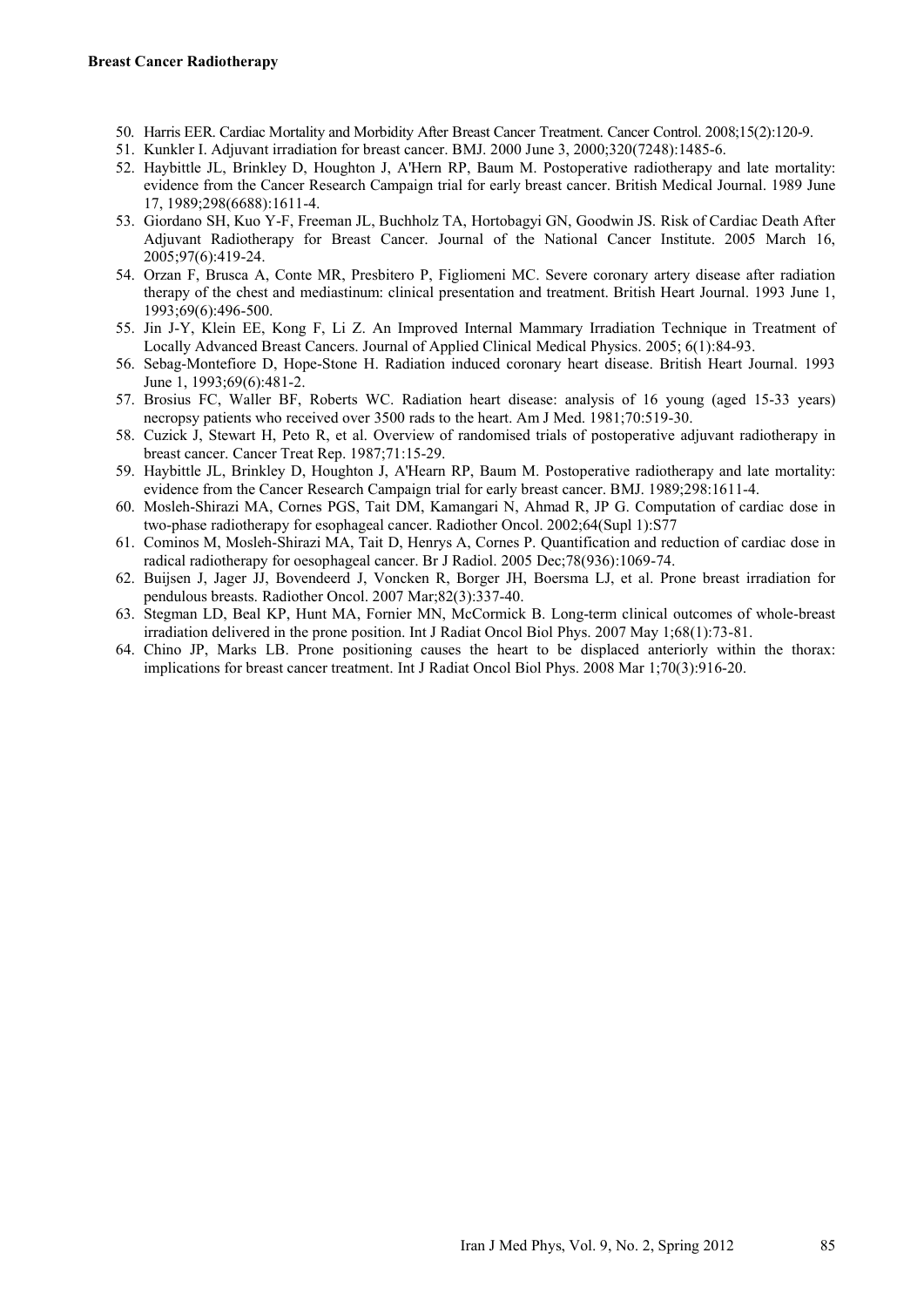50. Harris EER. Cardiac Mortality and Morbidity After Breast Cancer Treatment. Cancer Control. 2008;15(2):120-9.
51. Kunkler I. Adjuvant irradiation for breast cancer. BMJ. 2000 June 3, 2000;320(7248):1485-6.
52. Haybittle JL, Brinkley D, Houghton J, A'Hern RP, Baum M. Postoperative radiotherapy and late mortality: evidence from the Cancer Research Campaign trial for early breast cancer. British Medical Journal. 1989 June 17, 1989;298(6688):1611-4.
53. Giordano SH, Kuo Y-F, Freeman JL, Buchholz TA, Hortobagyi GN, Goodwin JS. Risk of Cardiac Death After Adjuvant Radiotherapy for Breast Cancer. Journal of the National Cancer Institute. 2005 March 16, 2005;97(6):419-24.
54. Orzan F, Brusca A, Conte MR, Presbitero P, Figliomeni MC. Severe coronary artery disease after radiation therapy of the chest and mediastinum: clinical presentation and treatment. British Heart Journal. 1993 June 1, 1993;69(6):496-500.
55. Jin J-Y, Klein EE, Kong F, Li Z. An Improved Internal Mammary Irradiation Technique in Treatment of Locally Advanced Breast Cancers. Journal of Applied Clinical Medical Physics. 2005; 6(1):84-93.
56. Sebag-Montefiore D, Hope-Stone H. Radiation induced coronary heart disease. British Heart Journal. 1993 June 1, 1993;69(6):481-2.
57. Brosius FC, Waller BF, Roberts WC. Radiation heart disease: analysis of 16 young (aged 15-33 years) necropsy patients who received over 3500 rads to the heart. Am J Med. 1981;70:519-30.
58. Cuzick J, Stewart H, Peto R, et al. Overview of randomised trials of postoperative adjuvant radiotherapy in breast cancer. Cancer Treat Rep. 1987;71:15-29.
59. Haybittle JL, Brinkley D, Houghton J, A'Hearn RP, Baum M. Postoperative radiotherapy and late mortality: evidence from the Cancer Research Campaign trial for early breast cancer. BMJ. 1989;298:1611-4.
60. Mosleh-Shirazi MA, Cornes PGS, Tait DM, Kamangari N, Ahmad R, JP G. Computation of cardiac dose in two-phase radiotherapy for esophageal cancer. Radiother Oncol. 2002;64(Supl 1):S77
61. Cominos M, Mosleh-Shirazi MA, Tait D, Henrys A, Cornes P. Quantification and reduction of cardiac dose in radical radiotherapy for oesophageal cancer. Br J Radiol. 2005 Dec;78(936):1069-74.
62. Buijsen J, Jager JJ, Bovendeerd J, Voncken R, Borger JH, Boersma LJ, et al. Prone breast irradiation for pendulous breasts. Radiother Oncol. 2007 Mar;82(3):337-40.
63. Stegman LD, Beal KP, Hunt MA, Fornier MN, McCormick B. Long-term clinical outcomes of whole-breast irradiation delivered in the prone position. Int J Radiat Oncol Biol Phys. 2007 May 1;68(1):73-81.
64. Chino JP, Marks LB. Prone positioning causes the heart to be displaced anteriorly within the thorax: implications for breast cancer treatment. Int J Radiat Oncol Biol Phys. 2008 Mar 1;70(3):916-20.